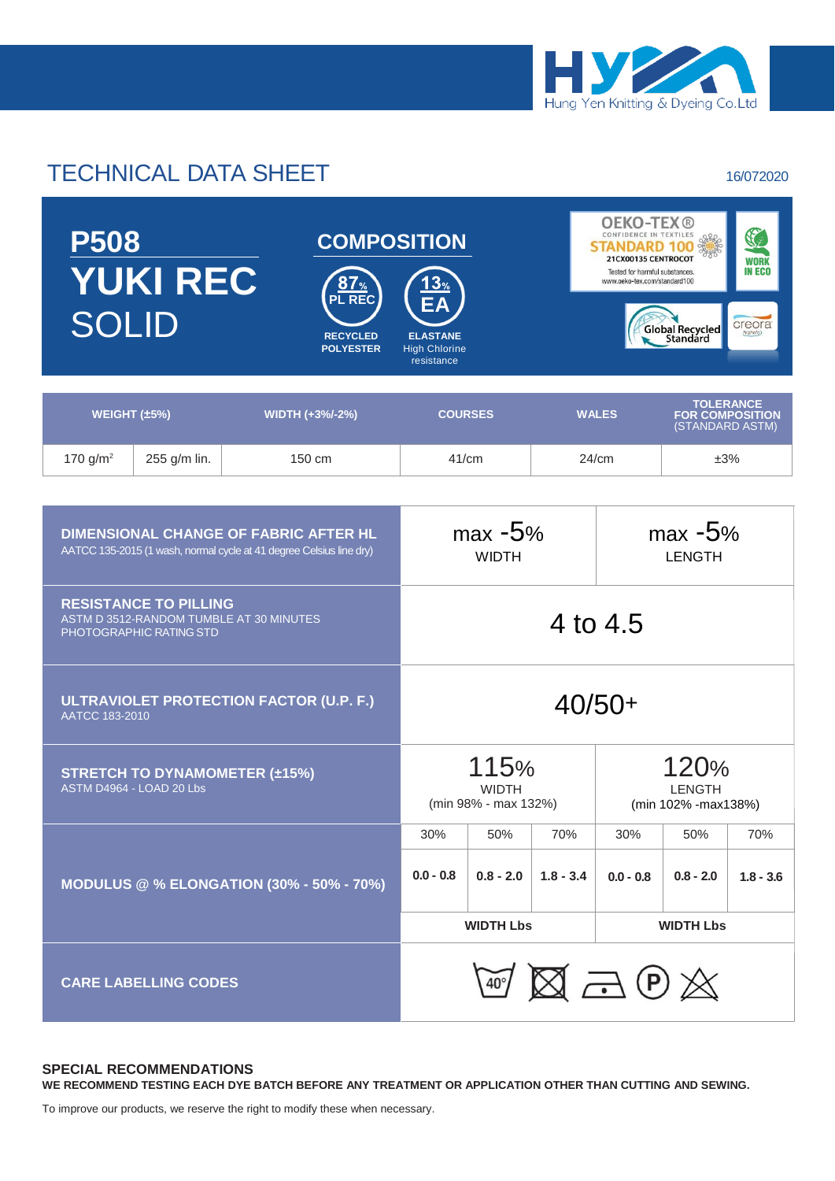Hung Yen Knitting & Dyeing Co.Ltd

# TECHNICAL DATA SHEET

16/072020

## P508
# YUKI REC
# SOLID

## COMPOSITION

- 87% PL REC — RECYCLED POLYESTER
- 13% EA — ELASTANE High Chlorine resistance

OEKO-TEX® CONFIDENCE IN TEXTILES STANDARD 100 21CX00135 CENTROCOT Tested for harmful substances. www.oeko-tex.com/standard100

WORK IN ECO

Global Recycled Standard

creora

| WEIGHT (±5%) | | WIDTH (+3%/-2%) | COURSES | WALES | TOLERANCE FOR COMPOSITION (STANDARD ASTM) |
|---|---|---|---|---|---|
| 170 $g/m^2$ | 255 g/m lin. | 150 cm | 41/cm | 24/cm | ±3% |

| Test | | | | | | |
|---|---|---|---|---|---|---|
| **DIMENSIONAL CHANGE OF FABRIC AFTER HL** AATCC 135-2015 (1 wash, normal cycle at 41 degree Celsius line dry) | max -5% WIDTH | | | max -5% LENGTH | | |
| **RESISTANCE TO PILLING** ASTM D 3512-RANDOM TUMBLE AT 30 MINUTES PHOTOGRAPHIC RATING STD | 4 to 4.5 | | | | | |
| **ULTRAVIOLET PROTECTION FACTOR (U.P. F.)** AATCC 183-2010 | 40/50+ | | | | | |
| **STRETCH TO DYNAMOMETER (±15%)** ASTM D4964 - LOAD 20 Lbs | 115% WIDTH (min 98% - max 132%) | | | 120% LENGTH (min 102% -max138%) | | |
| **MODULUS @ % ELONGATION (30% - 50% - 70%)** | 30% | 50% | 70% | 30% | 50% | 70% |
| | 0.0 - 0.8 | 0.8 - 2.0 | 1.8 - 3.4 | 0.0 - 0.8 | 0.8 - 2.0 | 1.8 - 3.6 |
| | WIDTH Lbs | | | WIDTH Lbs | | |
| **CARE LABELLING CODES** | 40° wash, do not tumble dry, iron low, P dry clean, do not bleach | | | | | |

### SPECIAL RECOMMENDATIONS

**WE RECOMMEND TESTING EACH DYE BATCH BEFORE ANY TREATMENT OR APPLICATION OTHER THAN CUTTING AND SEWING.**

To improve our products, we reserve the right to modify these when necessary.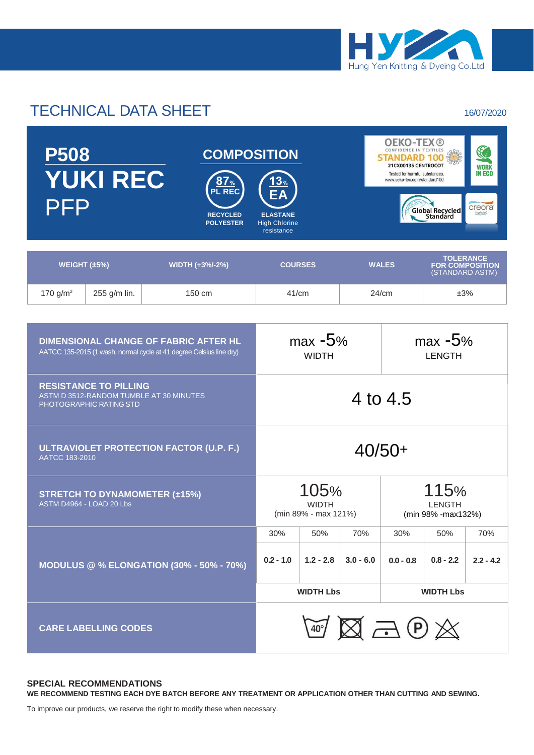Hung Yen Knitting & Dyeing Co.Ltd

# TECHNICAL DATA SHEET

16/07/2020

## P508
# YUKI REC
## PFP

## COMPOSITION

- 87% PL REC — RECYCLED POLYESTER
- 13% EA — ELASTANE High Chlorine resistance

OEKO-TEX® CONFIDENCE IN TEXTILES STANDARD 100 21CX00135 CENTROCOT Tested for harmful substances. www.oeko-tex.com/standard100

WORK IN ECO

Global Recycled Standard

creora highclo

| WEIGHT (±5%) | | WIDTH (+3%/-2%) | COURSES | WALES | TOLERANCE FOR COMPOSITION (STANDARD ASTM) |
|---|---|---|---|---|---|
| 170 g/m² | 255 g/m lin. | 150 cm | 41/cm | 24/cm | ±3% |

| | | | | | | |
|---|---|---|---|---|---|---|
| **DIMENSIONAL CHANGE OF FABRIC AFTER HL** AATCC 135-2015 (1 wash, normal cycle at 41 degree Celsius line dry) | max -5% WIDTH | | | max -5% LENGTH | | |
| **RESISTANCE TO PILLING** ASTM D 3512-RANDOM TUMBLE AT 30 MINUTES PHOTOGRAPHIC RATING STD | 4 to 4.5 | | | | | |
| **ULTRAVIOLET PROTECTION FACTOR (U.P. F.)** AATCC 183-2010 | 40/50+ | | | | | |
| **STRETCH TO DYNAMOMETER (±15%)** ASTM D4964 - LOAD 20 Lbs | 105% WIDTH (min 89% - max 121%) | | | 115% LENGTH (min 98% -max132%) | | |
| **MODULUS @ % ELONGATION (30% - 50% - 70%)** | 30% | 50% | 70% | 30% | 50% | 70% |
| | **0.2 - 1.0** | **1.2 - 2.8** | **3.0 - 6.0** | **0.0 - 0.8** | **0.8 - 2.2** | **2.2 - 4.2** |
| | **WIDTH Lbs** | | | **WIDTH Lbs** | | |
| **CARE LABELLING CODES** | 40° | | | | | |

### SPECIAL RECOMMENDATIONS

**WE RECOMMEND TESTING EACH DYE BATCH BEFORE ANY TREATMENT OR APPLICATION OTHER THAN CUTTING AND SEWING.**

To improve our products, we reserve the right to modify these when necessary.